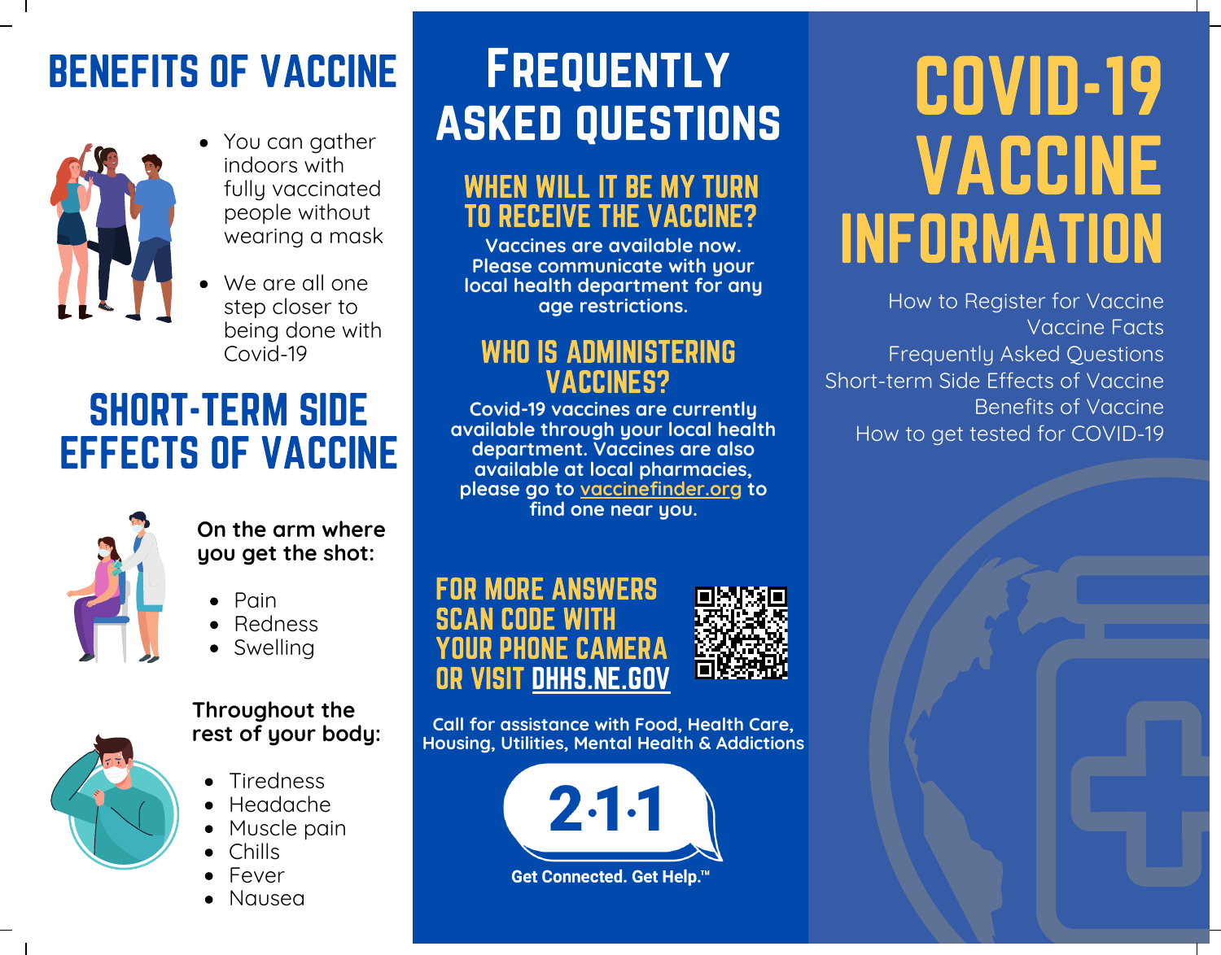# COVID-19 VACCINE INFORMATION

How to Register for Vaccine
Vaccine Facts
Frequently Asked Questions
Short-term Side Effects of Vaccine
Benefits of Vaccine
How to get tested for COVID-19

## BENEFITS OF VACCINE

- You can gather indoors with fully vaccinated people without wearing a mask
- We are all one step closer to being done with Covid-19

## SHORT-TERM SIDE EFFECTS OF VACCINE

**On the arm where you get the shot:**

- Pain
- Redness
- Swelling

**Throughout the rest of your body:**

- Tiredness
- Headache
- Muscle pain
- Chills
- Fever
- Nausea

## FREQUENTLY ASKED QUESTIONS

### WHEN WILL IT BE MY TURN TO RECEIVE THE VACCINE?

**Vaccines are available now. Please communicate with your local health department for any age restrictions.**

### WHO IS ADMINISTERING VACCINES?

**Covid-19 vaccines are currently available through your local health department. Vaccines are also available at local pharmacies, please go to vaccinefinder.org to find one near you.**

### FOR MORE ANSWERS SCAN CODE WITH YOUR PHONE CAMERA OR VISIT DHHS.NE.GOV

**Call for assistance with Food, Health Care, Housing, Utilities, Mental Health & Addictions**

**2·1·1**

**Get Connected. Get Help.™**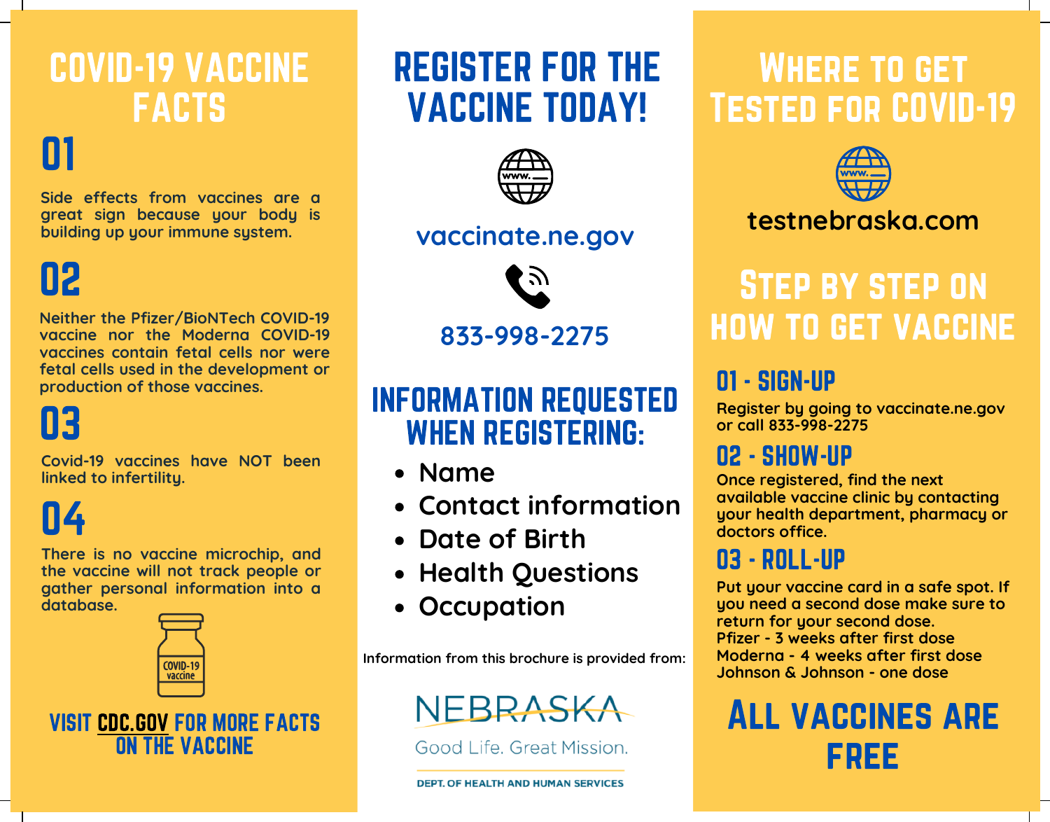# COVID-19 VACCINE FACTS

## 01

Side effects from vaccines are a great sign because your body is building up your immune system.

## 02

Neither the Pfizer/BioNTech COVID-19 vaccine nor the Moderna COVID-19 vaccines contain fetal cells nor were fetal cells used in the development or production of those vaccines.

## 03

Covid-19 vaccines have NOT been linked to infertility.

## 04

There is no vaccine microchip, and the vaccine will not track people or gather personal information into a database.

COVID-19 vaccine

**VISIT CDC.GOV FOR MORE FACTS ON THE VACCINE**

# REGISTER FOR THE VACCINE TODAY!

vaccinate.ne.gov

833-998-2275

## INFORMATION REQUESTED WHEN REGISTERING:

- Name
- Contact information
- Date of Birth
- Health Questions
- Occupation

Information from this brochure is provided from:

NEBRASKA
Good Life. Great Mission.
DEPT. OF HEALTH AND HUMAN SERVICES

# WHERE TO GET TESTED FOR COVID-19

testnebraska.com

# STEP BY STEP ON HOW TO GET VACCINE

## 01 - SIGN-UP

Register by going to vaccinate.ne.gov or call 833-998-2275

## 02 - SHOW-UP

Once registered, find the next available vaccine clinic by contacting your health department, pharmacy or doctors office.

## 03 - ROLL-UP

Put your vaccine card in a safe spot. If you need a second dose make sure to return for your second dose.
Pfizer - 3 weeks after first dose
Moderna - 4 weeks after first dose
Johnson & Johnson - one dose

# ALL VACCINES ARE FREE